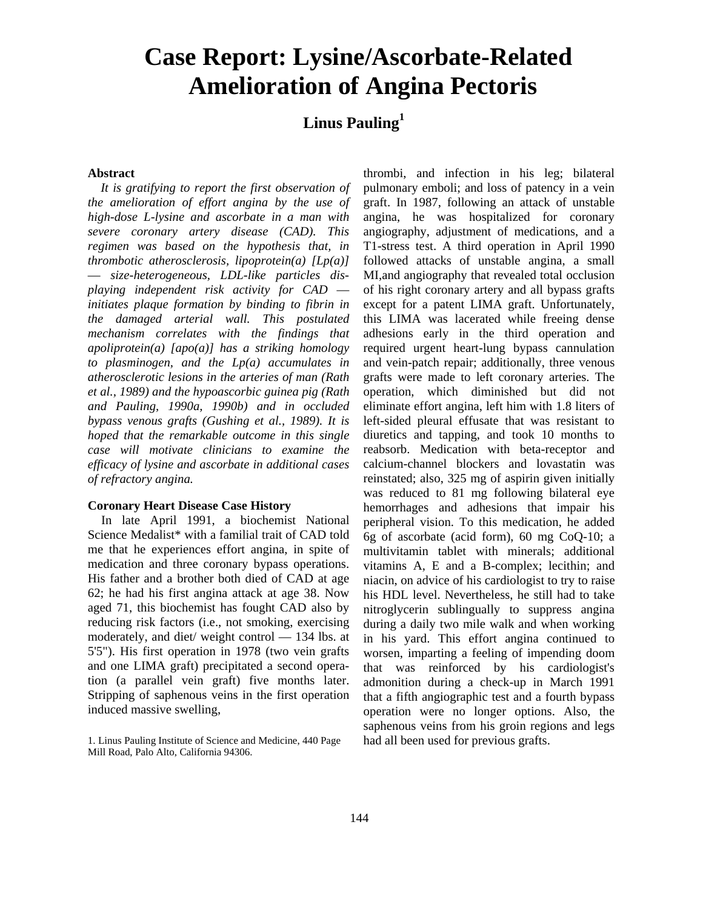# Case Report: Lysine/Ascorbate-Related Amelioration of Angina Pectoris

**Linus Pauling**[1]

### Abstract

*It is gratifying to report the first observation of the amelioration of effort angina by the use of high-dose L-lysine and ascorbate in a man with severe coronary artery disease (CAD). This regimen was based on the hypothesis that, in thrombotic atherosclerosis, lipoprotein(a) [Lp(a)] — size-heterogeneous, LDL-like particles displaying independent risk activity for CAD — initiates plaque formation by binding to fibrin in the damaged arterial wall. This postulated mechanism correlates with the findings that apoliprotein(a) [apo(a)] has a striking homology to plasminogen, and the Lp(a) accumulates in atherosclerotic lesions in the arteries of man (Rath et al., 1989) and the hypoascorbic guinea pig (Rath and Pauling, 1990a, 1990b) and in occluded bypass venous grafts (Gushing et al., 1989). It is hoped that the remarkable outcome in this single case will motivate clinicians to examine the efficacy of lysine and ascorbate in additional cases of refractory angina.*

### Coronary Heart Disease Case History

In late April 1991, a biochemist National Science Medalist* with a familial trait of CAD told me that he experiences effort angina, in spite of medication and three coronary bypass operations. His father and a brother both died of CAD at age 62; he had his first angina attack at age 38. Now aged 71, this biochemist has fought CAD also by reducing risk factors (i.e., not smoking, exercising moderately, and diet/ weight control — 134 lbs. at 5'5"). His first operation in 1978 (two vein grafts and one LIMA graft) precipitated a second operation (a parallel vein graft) five months later. Stripping of saphenous veins in the first operation induced massive swelling, thrombi, and infection in his leg; bilateral pulmonary emboli; and loss of patency in a vein graft. In 1987, following an attack of unstable angina, he was hospitalized for coronary angiography, adjustment of medications, and a T1-stress test. A third operation in April 1990 followed attacks of unstable angina, a small MI,and angiography that revealed total occlusion of his right coronary artery and all bypass grafts except for a patent LIMA graft. Unfortunately, this LIMA was lacerated while freeing dense adhesions early in the third operation and required urgent heart-lung bypass cannulation and vein-patch repair; additionally, three venous grafts were made to left coronary arteries. The operation, which diminished but did not eliminate effort angina, left him with 1.8 liters of left-sided pleural effusate that was resistant to diuretics and tapping, and took 10 months to reabsorb. Medication with beta-receptor and calcium-channel blockers and lovastatin was reinstated; also, 325 mg of aspirin given initially was reduced to 81 mg following bilateral eye hemorrhages and adhesions that impair his peripheral vision. To this medication, he added 6g of ascorbate (acid form), 60 mg CoQ-10; a multivitamin tablet with minerals; additional vitamins A, E and a B-complex; lecithin; and niacin, on advice of his cardiologist to try to raise his HDL level. Nevertheless, he still had to take nitroglycerin sublingually to suppress angina during a daily two mile walk and when working in his yard. This effort angina continued to worsen, imparting a feeling of impending doom that was reinforced by his cardiologist's admonition during a check-up in March 1991 that a fifth angiographic test and a fourth bypass operation were no longer options. Also, the saphenous veins from his groin regions and legs had all been used for previous grafts.

1. Linus Pauling Institute of Science and Medicine, 440 Page Mill Road, Palo Alto, California 94306.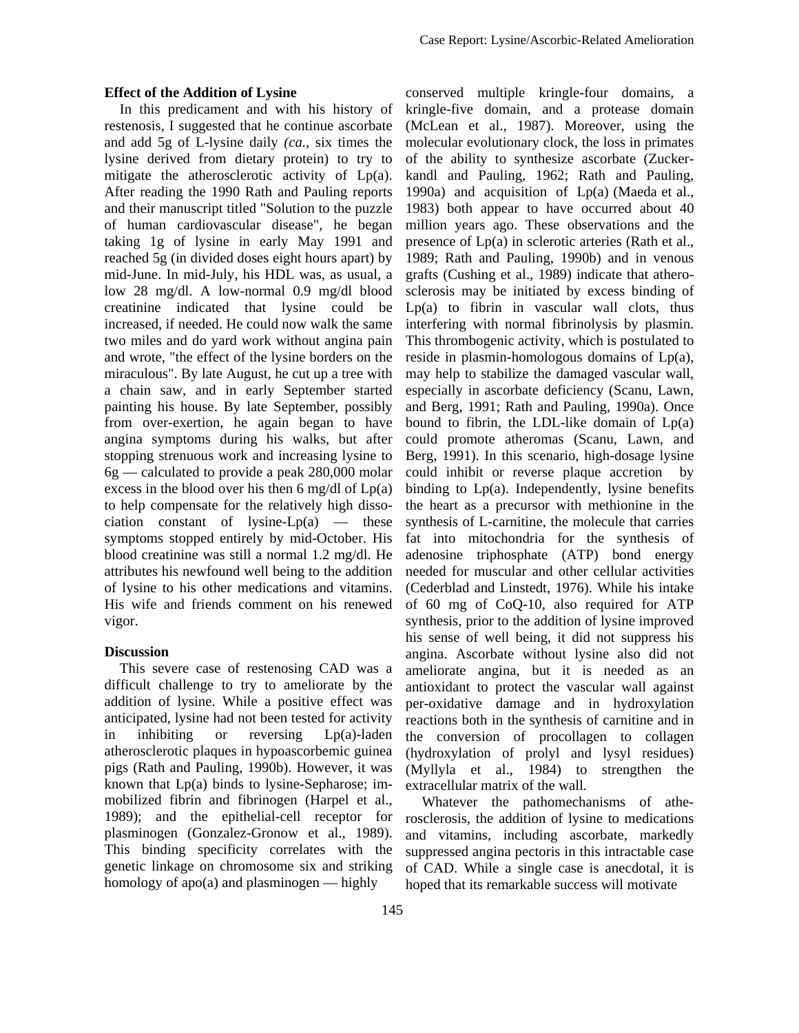**Effect of the Addition of Lysine**

In this predicament and with his history of restenosis, I suggested that he continue ascorbate and add 5g of L-lysine daily *(ca.,* six times the lysine derived from dietary protein) to try to mitigate the atherosclerotic activity of Lp(a). After reading the 1990 Rath and Pauling reports and their manuscript titled "Solution to the puzzle of human cardiovascular disease", he began taking 1g of lysine in early May 1991 and reached 5g (in divided doses eight hours apart) by mid-June. In mid-July, his HDL was, as usual, a low 28 mg/dl. A low-normal 0.9 mg/dl blood creatinine indicated that lysine could be increased, if needed. He could now walk the same two miles and do yard work without angina pain and wrote, "the effect of the lysine borders on the miraculous". By late August, he cut up a tree with a chain saw, and in early September started painting his house. By late September, possibly from over-exertion, he again began to have angina symptoms during his walks, but after stopping strenuous work and increasing lysine to 6g — calculated to provide a peak 280,000 molar excess in the blood over his then 6 mg/dl of Lp(a) to help compensate for the relatively high dissociation constant of lysine-Lp(a) — these symptoms stopped entirely by mid-October. His blood creatinine was still a normal 1.2 mg/dl. He attributes his newfound well being to the addition of lysine to his other medications and vitamins. His wife and friends comment on his renewed vigor.

**Discussion**

This severe case of restenosing CAD was a difficult challenge to try to ameliorate by the addition of lysine. While a positive effect was anticipated, lysine had not been tested for activity in inhibiting or reversing Lp(a)-laden atherosclerotic plaques in hypoascorbemic guinea pigs (Rath and Pauling, 1990b). However, it was known that Lp(a) binds to lysine-Sepharose; immobilized fibrin and fibrinogen (Harpel et al., 1989); and the epithelial-cell receptor for plasminogen (Gonzalez-Gronow et al., 1989). This binding specificity correlates with the genetic linkage on chromosome six and striking homology of apo(a) and plasminogen — highly conserved multiple kringle-four domains, a kringle-five domain, and a protease domain (McLean et al., 1987). Moreover, using the molecular evolutionary clock, the loss in primates of the ability to synthesize ascorbate (Zuckerkandl and Pauling, 1962; Rath and Pauling, 1990a) and acquisition of Lp(a) (Maeda et al., 1983) both appear to have occurred about 40 million years ago. These observations and the presence of Lp(a) in sclerotic arteries (Rath et al., 1989; Rath and Pauling, 1990b) and in venous grafts (Cushing et al., 1989) indicate that atherosclerosis may be initiated by excess binding of Lp(a) to fibrin in vascular wall clots, thus interfering with normal fibrinolysis by plasmin. This thrombogenic activity, which is postulated to reside in plasmin-homologous domains of Lp(a), may help to stabilize the damaged vascular wall, especially in ascorbate deficiency (Scanu, Lawn, and Berg, 1991; Rath and Pauling, 1990a). Once bound to fibrin, the LDL-like domain of Lp(a) could promote atheromas (Scanu, Lawn, and Berg, 1991). In this scenario, high-dosage lysine could inhibit or reverse plaque accretion by binding to Lp(a). Independently, lysine benefits the heart as a precursor with methionine in the synthesis of L-carnitine, the molecule that carries fat into mitochondria for the synthesis of adenosine triphosphate (ATP) bond energy needed for muscular and other cellular activities (Cederblad and Linstedt, 1976). While his intake of 60 mg of CoQ-10, also required for ATP synthesis, prior to the addition of lysine improved his sense of well being, it did not suppress his angina. Ascorbate without lysine also did not ameliorate angina, but it is needed as an antioxidant to protect the vascular wall against per-oxidative damage and in hydroxylation reactions both in the synthesis of carnitine and in the conversion of procollagen to collagen (hydroxylation of prolyl and lysyl residues) (Myllyla et al., 1984) to strengthen the extracellular matrix of the wall.

Whatever the pathomechanisms of atherosclerosis, the addition of lysine to medications and vitamins, including ascorbate, markedly suppressed angina pectoris in this intractable case of CAD. While a single case is anecdotal, it is hoped that its remarkable success will motivate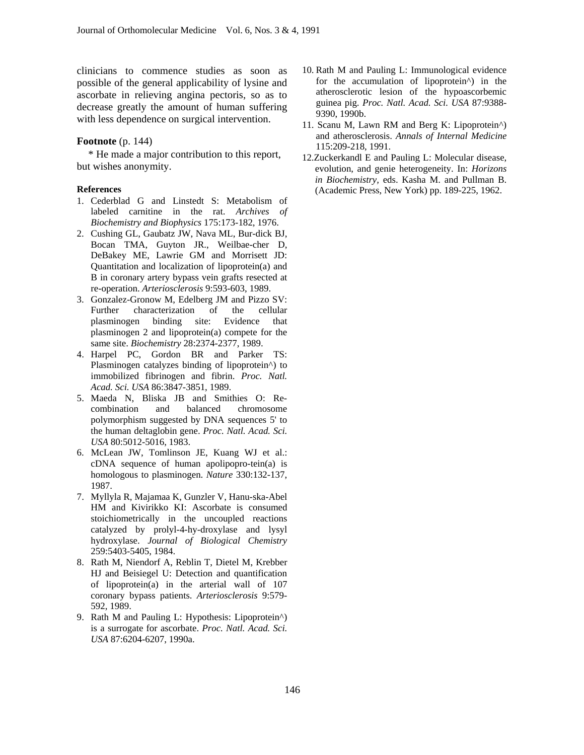clinicians to commence studies as soon as possible of the general applicability of lysine and ascorbate in relieving angina pectoris, so as to decrease greatly the amount of human suffering with less dependence on surgical intervention.

**Footnote** (p. 144)

* He made a major contribution to this report, but wishes anonymity.

**References**

1. Cederblad G and Linstedt S: Metabolism of labeled carnitine in the rat. *Archives of Biochemistry and Biophysics* 175:173-182, 1976.
2. Cushing GL, Gaubatz JW, Nava ML, Bur-dick BJ, Bocan TMA, Guyton JR., Weilbae-cher D, DeBakey ME, Lawrie GM and Morrisett JD: Quantitation and localization of lipoprotein(a) and B in coronary artery bypass vein grafts resected at re-operation. *Arteriosclerosis* 9:593-603, 1989.
3. Gonzalez-Gronow M, Edelberg JM and Pizzo SV: Further characterization of the cellular plasminogen binding site: Evidence that plasminogen 2 and lipoprotein(a) compete for the same site. *Biochemistry* 28:2374-2377, 1989.
4. Harpel PC, Gordon BR and Parker TS: Plasminogen catalyzes binding of lipoprotein^) to immobilized fibrinogen and fibrin. *Proc. Natl. Acad. Sci. USA* 86:3847-3851, 1989.
5. Maeda N, Bliska JB and Smithies O: Re-combination and balanced chromosome polymorphism suggested by DNA sequences 5' to the human deltaglobin gene. *Proc. Natl. Acad. Sci. USA* 80:5012-5016, 1983.
6. McLean JW, Tomlinson JE, Kuang WJ et al.: cDNA sequence of human apolipopro-tein(a) is homologous to plasminogen. *Nature* 330:132-137, 1987.
7. Myllyla R, Majamaa K, Gunzler V, Hanu-ska-Abel HM and Kivirikko KI: Ascorbate is consumed stoichiometrically in the uncoupled reactions catalyzed by prolyl-4-hy-droxylase and lysyl hydroxylase. *Journal of Biological Chemistry* 259:5403-5405, 1984.
8. Rath M, Niendorf A, Reblin T, Dietel M, Krebber HJ and Beisiegel U: Detection and quantification of lipoprotein(a) in the arterial wall of 107 coronary bypass patients. *Arteriosclerosis* 9:579-592, 1989.
9. Rath M and Pauling L: Hypothesis: Lipoprotein^) is a surrogate for ascorbate. *Proc. Natl. Acad. Sci. USA* 87:6204-6207, 1990a.
10. Rath M and Pauling L: Immunological evidence for the accumulation of lipoprotein^) in the atherosclerotic lesion of the hypoascorbemic guinea pig. *Proc. Natl. Acad. Sci. USA* 87:9388-9390, 1990b.
11. Scanu M, Lawn RM and Berg K: Lipoprotein^) and atherosclerosis. *Annals of Internal Medicine* 115:209-218, 1991.
12. Zuckerkandl E and Pauling L: Molecular disease, evolution, and genie heterogeneity. In: *Horizons in Biochemistry,* eds. Kasha M. and Pullman B. (Academic Press, New York) pp. 189-225, 1962.